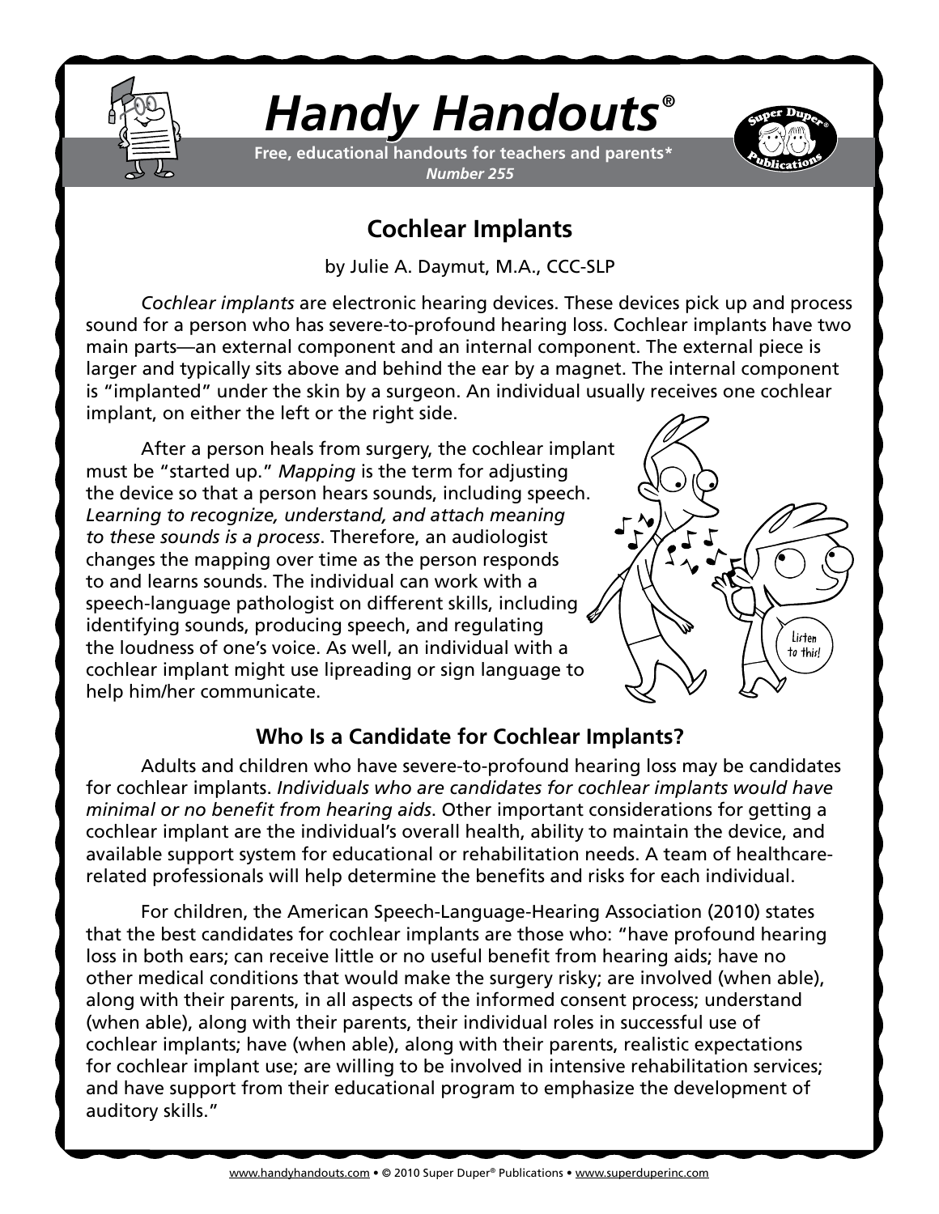# Handy Handouts®

**Free, educational handouts for teachers and parents***
*Number 255*

## Cochlear Implants

by Julie A. Daymut, M.A., CCC-SLP

*Cochlear implants* are electronic hearing devices. These devices pick up and process sound for a person who has severe-to-profound hearing loss. Cochlear implants have two main parts—an external component and an internal component. The external piece is larger and typically sits above and behind the ear by a magnet. The internal component is "implanted" under the skin by a surgeon. An individual usually receives one cochlear implant, on either the left or the right side.

After a person heals from surgery, the cochlear implant must be "started up." *Mapping* is the term for adjusting the device so that a person hears sounds, including speech. *Learning to recognize, understand, and attach meaning to these sounds is a process*. Therefore, an audiologist changes the mapping over time as the person responds to and learns sounds. The individual can work with a speech-language pathologist on different skills, including identifying sounds, producing speech, and regulating the loudness of one's voice. As well, an individual with a cochlear implant might use lipreading or sign language to help him/her communicate.

### Who Is a Candidate for Cochlear Implants?

Adults and children who have severe-to-profound hearing loss may be candidates for cochlear implants. *Individuals who are candidates for cochlear implants would have minimal or no benefit from hearing aids*. Other important considerations for getting a cochlear implant are the individual's overall health, ability to maintain the device, and available support system for educational or rehabilitation needs. A team of healthcare-related professionals will help determine the benefits and risks for each individual.

For children, the American Speech-Language-Hearing Association (2010) states that the best candidates for cochlear implants are those who: "have profound hearing loss in both ears; can receive little or no useful benefit from hearing aids; have no other medical conditions that would make the surgery risky; are involved (when able), along with their parents, in all aspects of the informed consent process; understand (when able), along with their parents, their individual roles in successful use of cochlear implants; have (when able), along with their parents, realistic expectations for cochlear implant use; are willing to be involved in intensive rehabilitation services; and have support from their educational program to emphasize the development of auditory skills."

www.handyhandouts.com • © 2010 Super Duper® Publications • www.superduperinc.com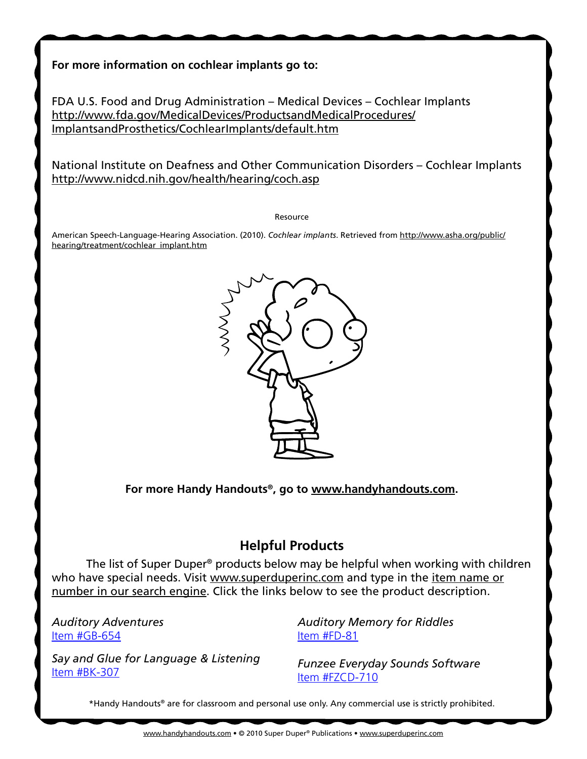**For more information on cochlear implants go to:**

FDA U.S. Food and Drug Administration – Medical Devices – Cochlear Implants
http://www.fda.gov/MedicalDevices/ProductsandMedicalProcedures/ImplantsandProsthetics/CochlearImplants/default.htm

National Institute on Deafness and Other Communication Disorders – Cochlear Implants
http://www.nidcd.nih.gov/health/hearing/coch.asp

Resource

American Speech-Language-Hearing Association. (2010). *Cochlear implants*. Retrieved from http://www.asha.org/public/hearing/treatment/cochlear_implant.htm

**For more Handy Handouts®, go to www.handyhandouts.com.**

## Helpful Products

The list of Super Duper® products below may be helpful when working with children who have special needs. Visit www.superduperinc.com and type in the item name or number in our search engine. Click the links below to see the product description.

*Auditory Adventures*
Item #GB-654

*Say and Glue for Language & Listening*
Item #BK-307

*Auditory Memory for Riddles*
Item #FD-81

*Funzee Everyday Sounds Software*
Item #FZCD-710

*Handy Handouts® are for classroom and personal use only. Any commercial use is strictly prohibited.

www.handyhandouts.com • © 2010 Super Duper® Publications • www.superduperinc.com